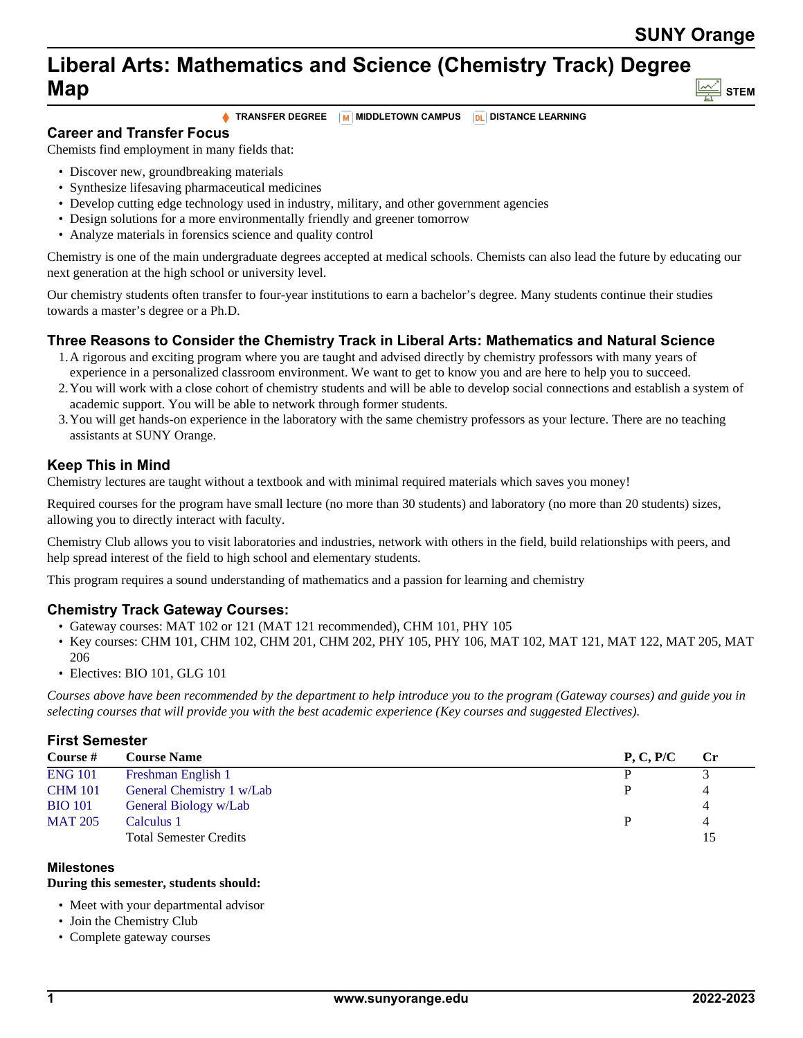# Liberal Arts: Mathematics and Science (Chemistry Track) Degree Map

STEM

TRANSFER DEGREE | MIDDLETOWN CAMPUS | DISTANCE LEARNING

## Career and Transfer Focus

Chemists find employment in many fields that:

- Discover new, groundbreaking materials
- Synthesize lifesaving pharmaceutical medicines
- Develop cutting edge technology used in industry, military, and other government agencies
- Design solutions for a more environmentally friendly and greener tomorrow
- Analyze materials in forensics science and quality control

Chemistry is one of the main undergraduate degrees accepted at medical schools. Chemists can also lead the future by educating our next generation at the high school or university level.

Our chemistry students often transfer to four-year institutions to earn a bachelor's degree. Many students continue their studies towards a master's degree or a Ph.D.

## Three Reasons to Consider the Chemistry Track in Liberal Arts: Mathematics and Natural Science

1. A rigorous and exciting program where you are taught and advised directly by chemistry professors with many years of experience in a personalized classroom environment. We want to get to know you and are here to help you to succeed.
2. You will work with a close cohort of chemistry students and will be able to develop social connections and establish a system of academic support. You will be able to network through former students.
3. You will get hands-on experience in the laboratory with the same chemistry professors as your lecture. There are no teaching assistants at SUNY Orange.

## Keep This in Mind

Chemistry lectures are taught without a textbook and with minimal required materials which saves you money!

Required courses for the program have small lecture (no more than 30 students) and laboratory (no more than 20 students) sizes, allowing you to directly interact with faculty.

Chemistry Club allows you to visit laboratories and industries, network with others in the field, build relationships with peers, and help spread interest of the field to high school and elementary students.

This program requires a sound understanding of mathematics and a passion for learning and chemistry

## Chemistry Track Gateway Courses:

- Gateway courses: MAT 102 or 121 (MAT 121 recommended), CHM 101, PHY 105
- Key courses: CHM 101, CHM 102, CHM 201, CHM 202, PHY 105, PHY 106, MAT 102, MAT 121, MAT 122, MAT 205, MAT 206
- Electives: BIO 101, GLG 101

*Courses above have been recommended by the department to help introduce you to the program (Gateway courses) and guide you in selecting courses that will provide you with the best academic experience (Key courses and suggested Electives).*

## First Semester

| Course # | Course Name | P, C, P/C | Cr |
|---|---|---|---|
| ENG 101 | Freshman English 1 | P | 3 |
| CHM 101 | General Chemistry 1 w/Lab | P | 4 |
| BIO 101 | General Biology w/Lab | | 4 |
| MAT 205 | Calculus 1 | P | 4 |
| | Total Semester Credits | | 15 |

### Milestones

**During this semester, students should:**

- Meet with your departmental advisor
- Join the Chemistry Club
- Complete gateway courses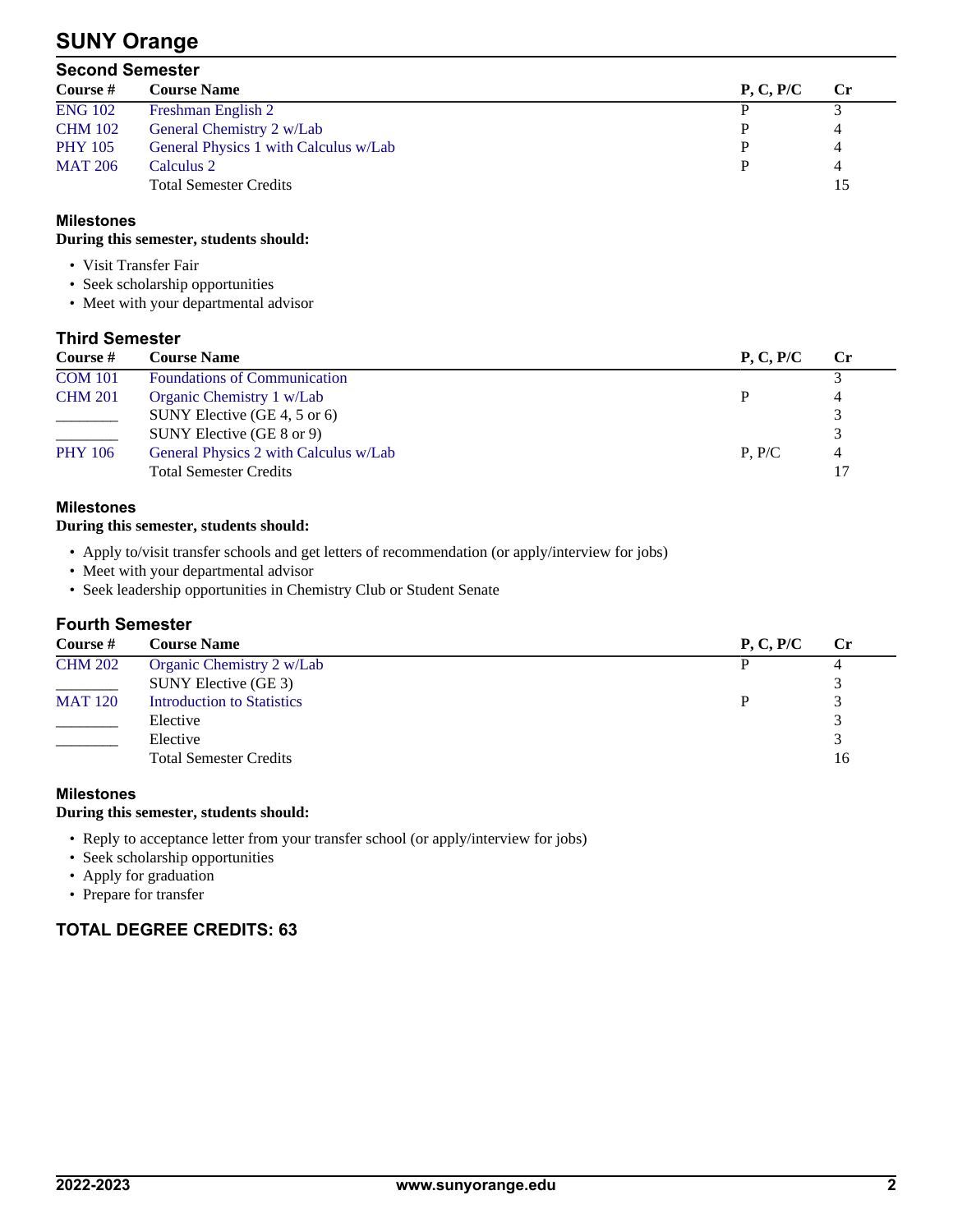# SUNY Orange

## Second Semester

| Course # | Course Name | P, C, P/C | Cr |
|---|---|---|---|
| ENG 102 | Freshman English 2 | P | 3 |
| CHM 102 | General Chemistry 2 w/Lab | P | 4 |
| PHY 105 | General Physics 1 with Calculus w/Lab | P | 4 |
| MAT 206 | Calculus 2 | P | 4 |
| | Total Semester Credits | | 15 |

### Milestones

**During this semester, students should:**

- Visit Transfer Fair
- Seek scholarship opportunities
- Meet with your departmental advisor

## Third Semester

| Course # | Course Name | P, C, P/C | Cr |
|---|---|---|---|
| COM 101 | Foundations of Communication | | 3 |
| CHM 201 | Organic Chemistry 1 w/Lab | P | 4 |
| ________ | SUNY Elective (GE 4, 5 or 6) | | 3 |
| ________ | SUNY Elective (GE 8 or 9) | | 3 |
| PHY 106 | General Physics 2 with Calculus w/Lab | P, P/C | 4 |
| | Total Semester Credits | | 17 |

### Milestones

**During this semester, students should:**

- Apply to/visit transfer schools and get letters of recommendation (or apply/interview for jobs)
- Meet with your departmental advisor
- Seek leadership opportunities in Chemistry Club or Student Senate

## Fourth Semester

| Course # | Course Name | P, C, P/C | Cr |
|---|---|---|---|
| CHM 202 | Organic Chemistry 2 w/Lab | P | 4 |
| ________ | SUNY Elective (GE 3) | | 3 |
| MAT 120 | Introduction to Statistics | P | 3 |
| ________ | Elective | | 3 |
| ________ | Elective | | 3 |
| | Total Semester Credits | | 16 |

### Milestones

**During this semester, students should:**

- Reply to acceptance letter from your transfer school (or apply/interview for jobs)
- Seek scholarship opportunities
- Apply for graduation
- Prepare for transfer

## TOTAL DEGREE CREDITS: 63